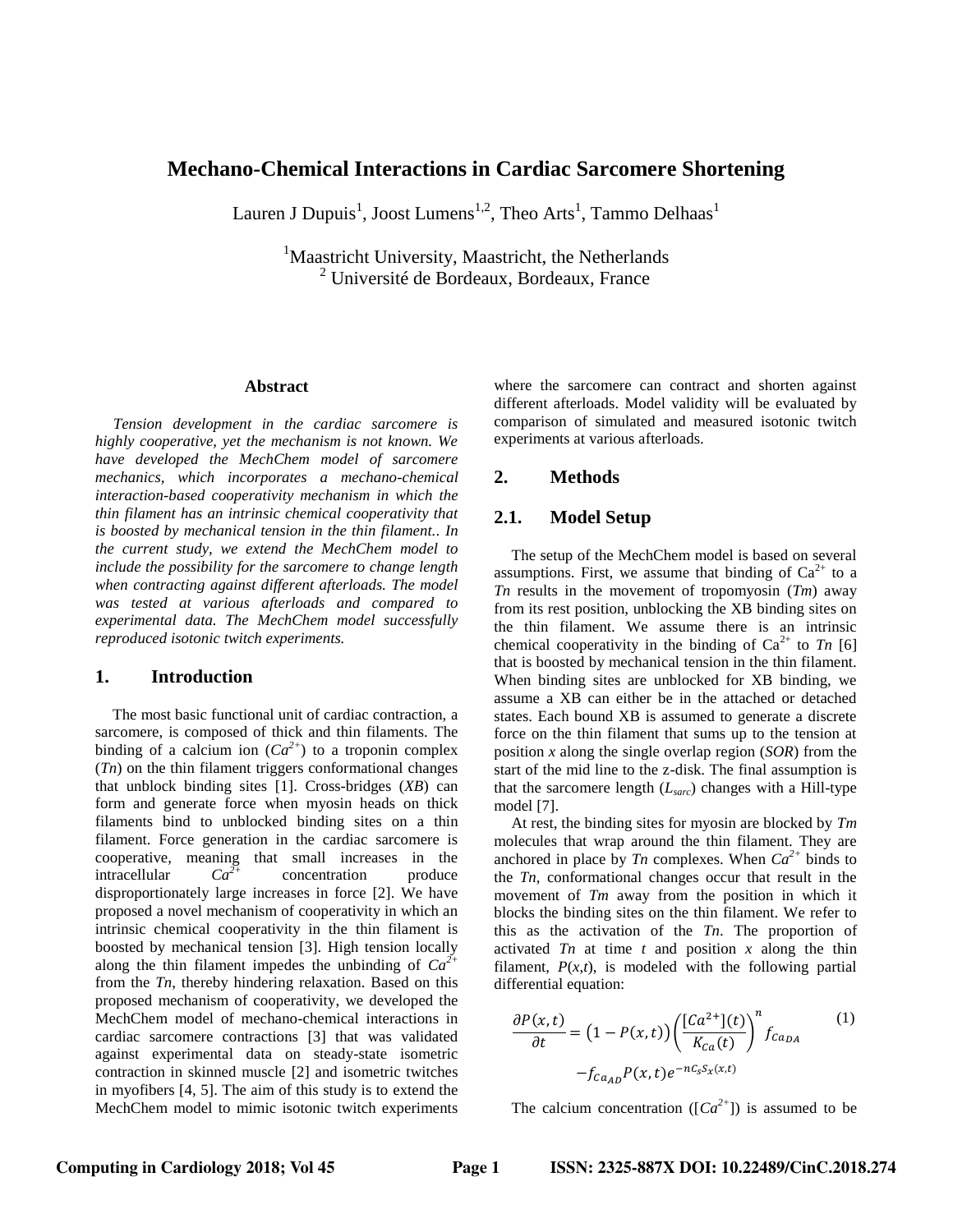# Mechano-Chemical Interactions in Cardiac Sarcomere Shortening

Lauren J Dupuis[1], Joost Lumens[1,2], Theo Arts[1], Tammo Delhaas[1]

[1]Maastricht University, Maastricht, the Netherlands
[2] Université de Bordeaux, Bordeaux, France

### Abstract

*Tension development in the cardiac sarcomere is highly cooperative, yet the mechanism is not known. We have developed the MechChem model of sarcomere mechanics, which incorporates a mechano-chemical interaction-based cooperativity mechanism in which the thin filament has an intrinsic chemical cooperativity that is boosted by mechanical tension in the thin filament.. In the current study, we extend the MechChem model to include the possibility for the sarcomere to change length when contracting against different afterloads. The model was tested at various afterloads and compared to experimental data. The MechChem model successfully reproduced isotonic twitch experiments.*

## 1. Introduction

The most basic functional unit of cardiac contraction, a sarcomere, is composed of thick and thin filaments. The binding of a calcium ion (*$Ca^{2+}$*) to a troponin complex (*Tn*) on the thin filament triggers conformational changes that unblock binding sites [1]. Cross-bridges (*XB*) can form and generate force when myosin heads on thick filaments bind to unblocked binding sites on a thin filament. Force generation in the cardiac sarcomere is cooperative, meaning that small increases in the intracellular *$Ca^{2+}$* concentration produce disproportionately large increases in force [2]. We have proposed a novel mechanism of cooperativity in which an intrinsic chemical cooperativity in the thin filament is boosted by mechanical tension [3]. High tension locally along the thin filament impedes the unbinding of *$Ca^{2+}$* from the *Tn*, thereby hindering relaxation. Based on this proposed mechanism of cooperativity, we developed the MechChem model of mechano-chemical interactions in cardiac sarcomere contractions [3] that was validated against experimental data on steady-state isometric contraction in skinned muscle [2] and isometric twitches in myofibers [4, 5]. The aim of this study is to extend the MechChem model to mimic isotonic twitch experiments where the sarcomere can contract and shorten against different afterloads. Model validity will be evaluated by comparison of simulated and measured isotonic twitch experiments at various afterloads.

## 2. Methods

### 2.1. Model Setup

The setup of the MechChem model is based on several assumptions. First, we assume that binding of $Ca^{2+}$ to a *Tn* results in the movement of tropomyosin (*Tm*) away from its rest position, unblocking the XB binding sites on the thin filament. We assume there is an intrinsic chemical cooperativity in the binding of $Ca^{2+}$ to *Tn* [6] that is boosted by mechanical tension in the thin filament. When binding sites are unblocked for XB binding, we assume a XB can either be in the attached or detached states. Each bound XB is assumed to generate a discrete force on the thin filament that sums up to the tension at position *x* along the single overlap region (*SOR*) from the start of the mid line to the z-disk. The final assumption is that the sarcomere length ($L_{sarc}$) changes with a Hill-type model [7].

At rest, the binding sites for myosin are blocked by *Tm* molecules that wrap around the thin filament. They are anchored in place by *Tn* complexes. When *$Ca^{2+}$* binds to the *Tn*, conformational changes occur that result in the movement of *Tm* away from the position in which it blocks the binding sites on the thin filament. We refer to this as the activation of the *Tn*. The proportion of activated *Tn* at time *t* and position *x* along the thin filament, *P*(*x*,*t*), is modeled with the following partial differential equation:

$$\frac{\partial P(x,t)}{\partial t} = \left(1 - P(x,t)\right)\left(\frac{[Ca^{2+}](t)}{K_{Ca}(t)}\right)^n f_{Ca_{DA}} - f_{Ca_{AD}} P(x,t) e^{-nC_s S_x(x,t)} \tag{1}$$

The calcium concentration ([*$Ca^{2+}$*]) is assumed to be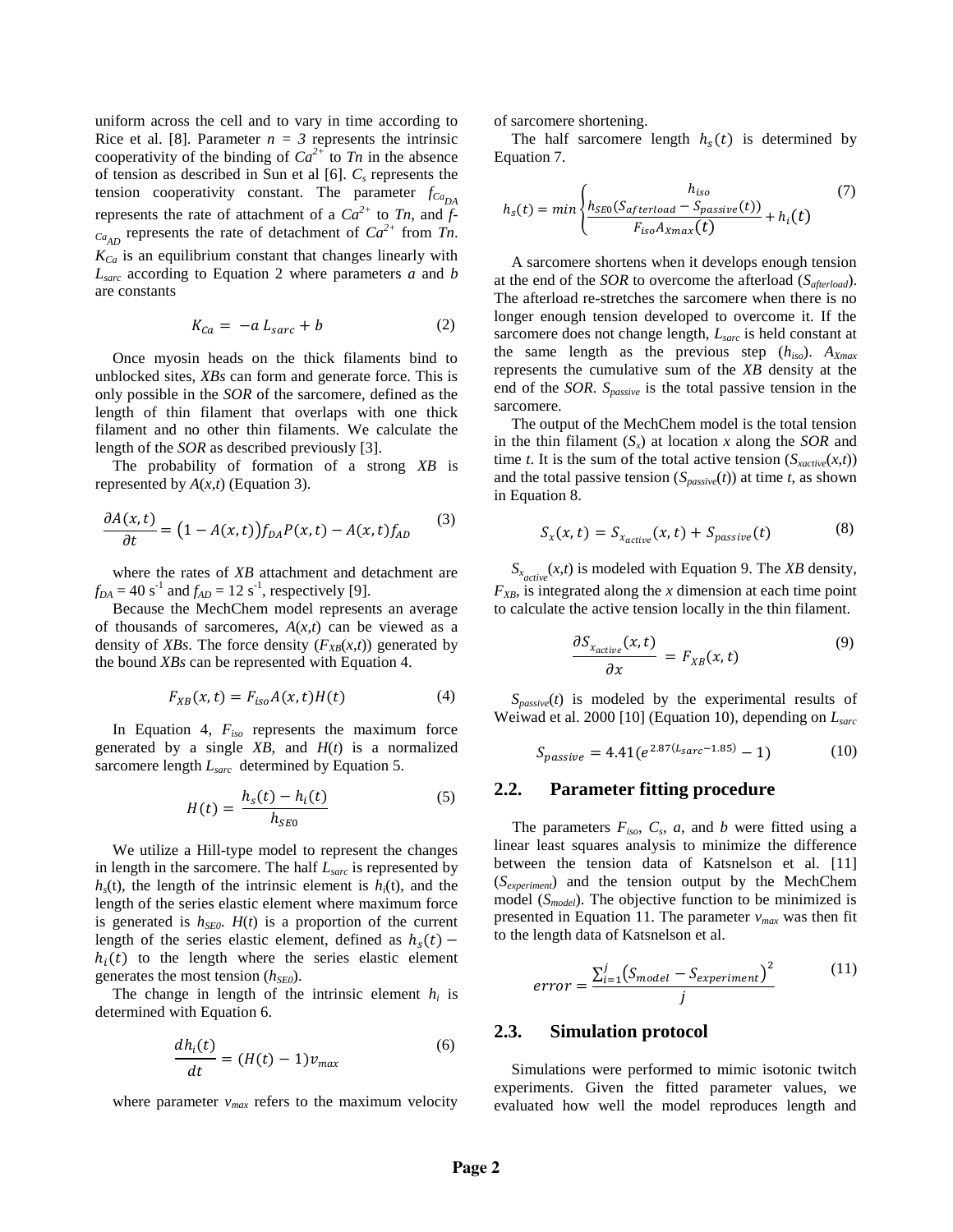uniform across the cell and to vary in time according to Rice et al. [8]. Parameter $n = 3$ represents the intrinsic cooperativity of the binding of $Ca^{2+}$ to $Tn$ in the absence of tension as described in Sun et al [6]. $C_s$ represents the tension cooperativity constant. The parameter $f_{Ca_{DA}}$ represents the rate of attachment of a $Ca^{2+}$ to $Tn$, and $f_{Ca_{AD}}$ represents the rate of detachment of $Ca^{2+}$ from $Tn$. $K_{Ca}$ is an equilibrium constant that changes linearly with $L_{sarc}$ according to Equation 2 where parameters $a$ and $b$ are constants

$$K_{Ca} = -a\,L_{sarc} + b \tag{2}$$

Once myosin heads on the thick filaments bind to unblocked sites, *XBs* can form and generate force. This is only possible in the *SOR* of the sarcomere, defined as the length of thin filament that overlaps with one thick filament and no other thin filaments. We calculate the length of the *SOR* as described previously [3].

The probability of formation of a strong *XB* is represented by $A(x,t)$ (Equation 3).

$$\frac{\partial A(x,t)}{\partial t} = \big(1 - A(x,t)\big) f_{DA} P(x,t) - A(x,t) f_{AD} \tag{3}$$

where the rates of *XB* attachment and detachment are $f_{DA} = 40\ s^{-1}$ and $f_{AD} = 12\ s^{-1}$, respectively [9].

Because the MechChem model represents an average of thousands of sarcomeres, $A(x,t)$ can be viewed as a density of *XBs*. The force density ($F_{XB}(x,t)$) generated by the bound *XBs* can be represented with Equation 4.

$$F_{XB}(x,t) = F_{iso} A(x,t) H(t) \tag{4}$$

In Equation 4, $F_{iso}$ represents the maximum force generated by a single *XB*, and $H(t)$ is a normalized sarcomere length $L_{sarc}$ determined by Equation 5.

$$H(t) = \frac{h_s(t) - h_i(t)}{h_{SE0}} \tag{5}$$

We utilize a Hill-type model to represent the changes in length in the sarcomere. The half $L_{sarc}$ is represented by $h_s(t)$, the length of the intrinsic element is $h_i(t)$, and the length of the series elastic element where maximum force is generated is $h_{SE0}$. $H(t)$ is a proportion of the current length of the series elastic element, defined as $h_s(t) - h_i(t)$ to the length where the series elastic element generates the most tension ($h_{SE0}$).

The change in length of the intrinsic element $h_i$ is determined with Equation 6.

$$\frac{dh_i(t)}{dt} = (H(t) - 1) v_{max} \tag{6}$$

where parameter $v_{max}$ refers to the maximum velocity of sarcomere shortening.

The half sarcomere length $h_s(t)$ is determined by Equation 7.

$$h_s(t) = min \begin{cases} h_{iso} \\ \dfrac{h_{SE0}(S_{afterload} - S_{passive}(t))}{F_{iso} A_{Xmax}(t)} + h_i(t) \end{cases} \tag{7}$$

A sarcomere shortens when it develops enough tension at the end of the *SOR* to overcome the afterload ($S_{afterload}$). The afterload re-stretches the sarcomere when there is no longer enough tension developed to overcome it. If the sarcomere does not change length, $L_{sarc}$ is held constant at the same length as the previous step ($h_{iso}$). $A_{Xmax}$ represents the cumulative sum of the *XB* density at the end of the *SOR*. $S_{passive}$ is the total passive tension in the sarcomere.

The output of the MechChem model is the total tension in the thin filament ($S_x$) at location $x$ along the *SOR* and time $t$. It is the sum of the total active tension ($S_{xactive}(x,t)$) and the total passive tension ($S_{passive}(t)$) at time $t$, as shown in Equation 8.

$$S_x(x,t) = S_{x_{active}}(x,t) + S_{passive}(t) \tag{8}$$

$S_{x_{active}}(x,t)$ is modeled with Equation 9. The *XB* density, $F_{XB}$, is integrated along the $x$ dimension at each time point to calculate the active tension locally in the thin filament.

$$\frac{\partial S_{x_{active}}(x,t)}{\partial x} = F_{XB}(x,t) \tag{9}$$

$S_{passive}(t)$ is modeled by the experimental results of Weiwad et al. 2000 [10] (Equation 10), depending on $L_{sarc}$

$$S_{passive} = 4.41(e^{2.87(L_{sarc} - 1.85)} - 1) \tag{10}$$

## 2.2. Parameter fitting procedure

The parameters $F_{iso}$, $C_s$, $a$, and $b$ were fitted using a linear least squares analysis to minimize the difference between the tension data of Katsnelson et al. [11] ($S_{experiment}$) and the tension output by the MechChem model ($S_{model}$). The objective function to be minimized is presented in Equation 11. The parameter $v_{max}$ was then fit to the length data of Katsnelson et al.

$$error = \frac{\sum_{i=1}^{j}\left(S_{model} - S_{experiment}\right)^2}{j} \tag{11}$$

## 2.3. Simulation protocol

Simulations were performed to mimic isotonic twitch experiments. Given the fitted parameter values, we evaluated how well the model reproduces length and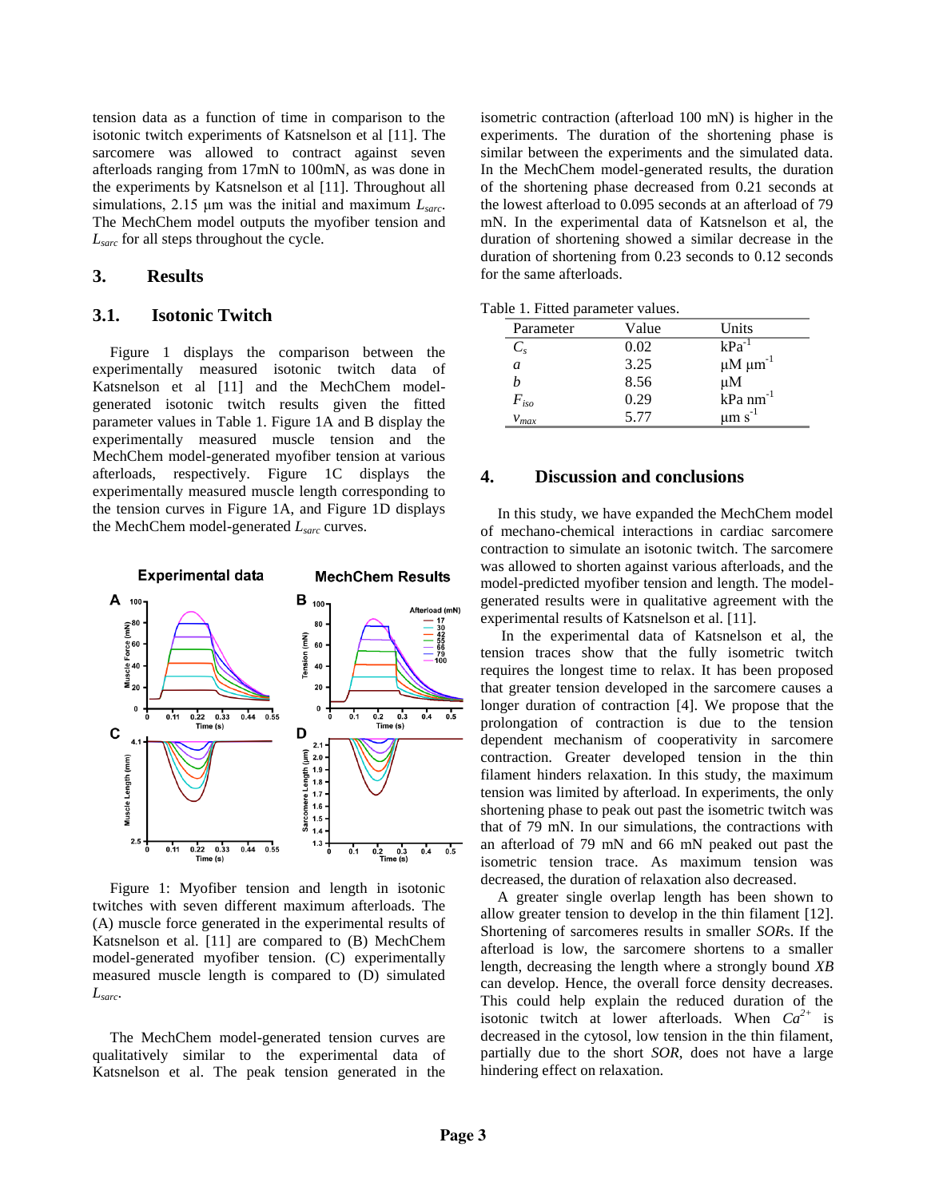tension data as a function of time in comparison to the isotonic twitch experiments of Katsnelson et al [11]. The sarcomere was allowed to contract against seven afterloads ranging from 17mN to 100mN, as was done in the experiments by Katsnelson et al [11]. Throughout all simulations, 2.15 µm was the initial and maximum $L_{sarc}$. The MechChem model outputs the myofiber tension and $L_{sarc}$ for all steps throughout the cycle.

## 3. Results

### 3.1. Isotonic Twitch

Figure 1 displays the comparison between the experimentally measured isotonic twitch data of Katsnelson et al [11] and the MechChem model-generated isotonic twitch results given the fitted parameter values in Table 1. Figure 1A and B display the experimentally measured muscle tension and the MechChem model-generated myofiber tension at various afterloads, respectively. Figure 1C displays the experimentally measured muscle length corresponding to the tension curves in Figure 1A, and Figure 1D displays the MechChem model-generated $L_{sarc}$ curves.

Figure 1: Myofiber tension and length in isotonic twitches with seven different maximum afterloads. The (A) muscle force generated in the experimental results of Katsnelson et al. [11] are compared to (B) MechChem model-generated myofiber tension. (C) experimentally measured muscle length is compared to (D) simulated $L_{sarc}$.

The MechChem model-generated tension curves are qualitatively similar to the experimental data of Katsnelson et al. The peak tension generated in the isometric contraction (afterload 100 mN) is higher in the experiments. The duration of the shortening phase is similar between the experiments and the simulated data. In the MechChem model-generated results, the duration of the shortening phase decreased from 0.21 seconds at the lowest afterload to 0.095 seconds at an afterload of 79 mN. In the experimental data of Katsnelson et al, the duration of shortening showed a similar decrease in the duration of shortening from 0.23 seconds to 0.12 seconds for the same afterloads.

Table 1. Fitted parameter values.

| Parameter | Value | Units |
|---|---|---|
| $C_s$ | 0.02 | $kPa^{-1}$ |
| $a$ | 3.25 | $\mu M\ \mu m^{-1}$ |
| $b$ | 8.56 | $\mu M$ |
| $F_{iso}$ | 0.29 | $kPa\ nm^{-1}$ |
| $v_{max}$ | 5.77 | $\mu m\ s^{-1}$ |

## 4. Discussion and conclusions

In this study, we have expanded the MechChem model of mechano-chemical interactions in cardiac sarcomere contraction to simulate an isotonic twitch. The sarcomere was allowed to shorten against various afterloads, and the model-predicted myofiber tension and length. The model-generated results were in qualitative agreement with the experimental results of Katsnelson et al. [11].

In the experimental data of Katsnelson et al, the tension traces show that the fully isometric twitch requires the longest time to relax. It has been proposed that greater tension developed in the sarcomere causes a longer duration of contraction [4]. We propose that the prolongation of contraction is due to the tension dependent mechanism of cooperativity in sarcomere contraction. Greater developed tension in the thin filament hinders relaxation. In this study, the maximum tension was limited by afterload. In experiments, the only shortening phase to peak out past the isometric twitch was that of 79 mN. In our simulations, the contractions with an afterload of 79 mN and 66 mN peaked out past the isometric tension trace. As maximum tension was decreased, the duration of relaxation also decreased.

A greater single overlap length has been shown to allow greater tension to develop in the thin filament [12]. Shortening of sarcomeres results in smaller *SOR*s. If the afterload is low, the sarcomere shortens to a smaller length, decreasing the length where a strongly bound *XB* can develop. Hence, the overall force density decreases. This could help explain the reduced duration of the isotonic twitch at lower afterloads. When $Ca^{2+}$ is decreased in the cytosol, low tension in the thin filament, partially due to the short *SOR*, does not have a large hindering effect on relaxation.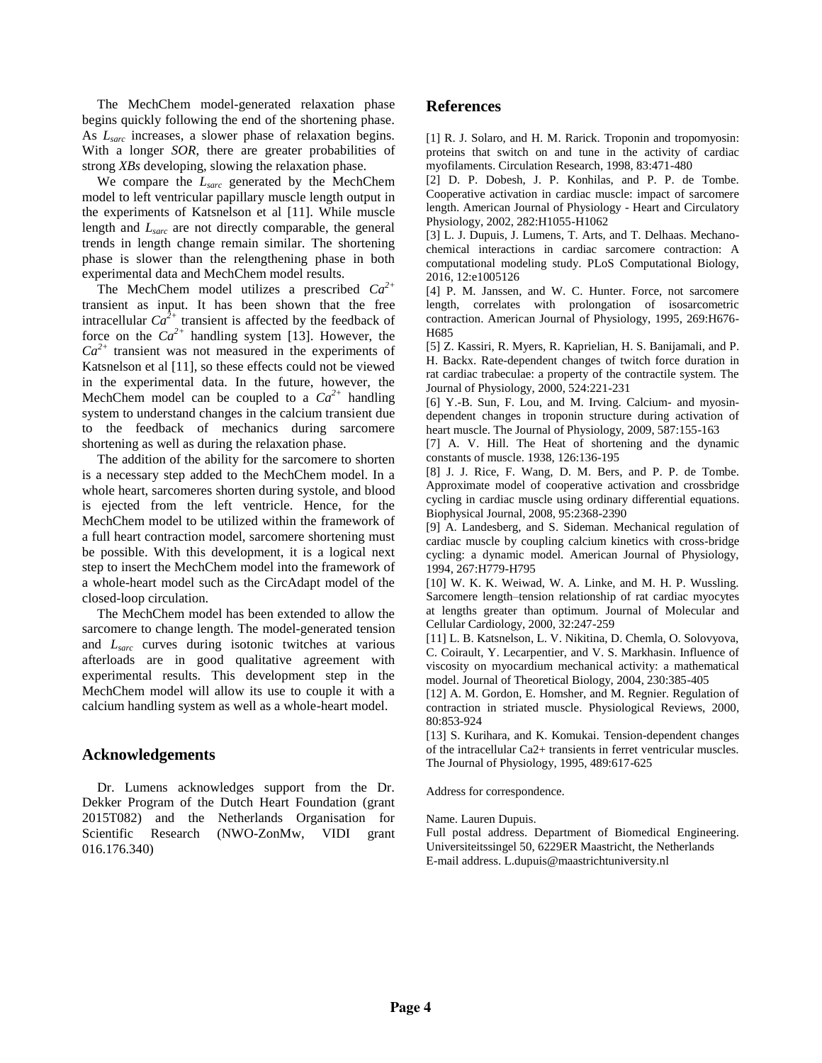The MechChem model-generated relaxation phase begins quickly following the end of the shortening phase. As $L_{sarc}$ increases, a slower phase of relaxation begins. With a longer *SOR*, there are greater probabilities of strong *XBs* developing, slowing the relaxation phase.

We compare the $L_{sarc}$ generated by the MechChem model to left ventricular papillary muscle length output in the experiments of Katsnelson et al [11]. While muscle length and $L_{sarc}$ are not directly comparable, the general trends in length change remain similar. The shortening phase is slower than the relengthening phase in both experimental data and MechChem model results.

The MechChem model utilizes a prescribed $Ca^{2+}$ transient as input. It has been shown that the free intracellular $Ca^{2+}$ transient is affected by the feedback of force on the $Ca^{2+}$ handling system [13]. However, the $Ca^{2+}$ transient was not measured in the experiments of Katsnelson et al [11], so these effects could not be viewed in the experimental data. In the future, however, the MechChem model can be coupled to a $Ca^{2+}$ handling system to understand changes in the calcium transient due to the feedback of mechanics during sarcomere shortening as well as during the relaxation phase.

The addition of the ability for the sarcomere to shorten is a necessary step added to the MechChem model. In a whole heart, sarcomeres shorten during systole, and blood is ejected from the left ventricle. Hence, for the MechChem model to be utilized within the framework of a full heart contraction model, sarcomere shortening must be possible. With this development, it is a logical next step to insert the MechChem model into the framework of a whole-heart model such as the CircAdapt model of the closed-loop circulation.

The MechChem model has been extended to allow the sarcomere to change length. The model-generated tension and $L_{sarc}$ curves during isotonic twitches at various afterloads are in good qualitative agreement with experimental results. This development step in the MechChem model will allow its use to couple it with a calcium handling system as well as a whole-heart model.

## Acknowledgements

Dr. Lumens acknowledges support from the Dr. Dekker Program of the Dutch Heart Foundation (grant 2015T082) and the Netherlands Organisation for Scientific Research (NWO-ZonMw, VIDI grant 016.176.340)

## References

[1] R. J. Solaro, and H. M. Rarick. Troponin and tropomyosin: proteins that switch on and tune in the activity of cardiac myofilaments. Circulation Research, 1998, 83:471-480

[2] D. P. Dobesh, J. P. Konhilas, and P. P. de Tombe. Cooperative activation in cardiac muscle: impact of sarcomere length. American Journal of Physiology - Heart and Circulatory Physiology, 2002, 282:H1055-H1062

[3] L. J. Dupuis, J. Lumens, T. Arts, and T. Delhaas. Mechano-chemical interactions in cardiac sarcomere contraction: A computational modeling study. PLoS Computational Biology, 2016, 12:e1005126

[4] P. M. Janssen, and W. C. Hunter. Force, not sarcomere length, correlates with prolongation of isosarcometric contraction. American Journal of Physiology, 1995, 269:H676-H685

[5] Z. Kassiri, R. Myers, R. Kaprielian, H. S. Banijamali, and P. H. Backx. Rate-dependent changes of twitch force duration in rat cardiac trabeculae: a property of the contractile system. The Journal of Physiology, 2000, 524:221-231

[6] Y.-B. Sun, F. Lou, and M. Irving. Calcium- and myosin-dependent changes in troponin structure during activation of heart muscle. The Journal of Physiology, 2009, 587:155-163

[7] A. V. Hill. The Heat of shortening and the dynamic constants of muscle. 1938, 126:136-195

[8] J. J. Rice, F. Wang, D. M. Bers, and P. P. de Tombe. Approximate model of cooperative activation and crossbridge cycling in cardiac muscle using ordinary differential equations. Biophysical Journal, 2008, 95:2368-2390

[9] A. Landesberg, and S. Sideman. Mechanical regulation of cardiac muscle by coupling calcium kinetics with cross-bridge cycling: a dynamic model. American Journal of Physiology, 1994, 267:H779-H795

[10] W. K. K. Weiwad, W. A. Linke, and M. H. P. Wussling. Sarcomere length–tension relationship of rat cardiac myocytes at lengths greater than optimum. Journal of Molecular and Cellular Cardiology, 2000, 32:247-259

[11] L. B. Katsnelson, L. V. Nikitina, D. Chemla, O. Solovyova, C. Coirault, Y. Lecarpentier, and V. S. Markhasin. Influence of viscosity on myocardium mechanical activity: a mathematical model. Journal of Theoretical Biology, 2004, 230:385-405

[12] A. M. Gordon, E. Homsher, and M. Regnier. Regulation of contraction in striated muscle. Physiological Reviews, 2000, 80:853-924

[13] S. Kurihara, and K. Komukai. Tension-dependent changes of the intracellular Ca2+ transients in ferret ventricular muscles. The Journal of Physiology, 1995, 489:617-625

Address for correspondence.

Name. Lauren Dupuis.
Full postal address. Department of Biomedical Engineering. Universiteitssingel 50, 6229ER Maastricht, the Netherlands
E-mail address. L.dupuis@maastrichtuniversity.nl